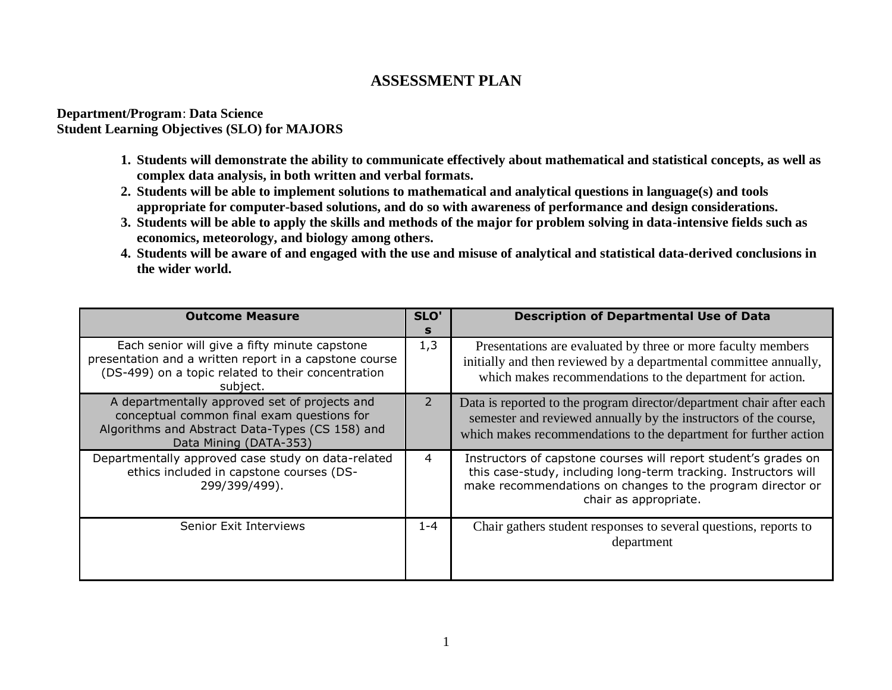# ASSESSMENT PLAN

**Department/Program**: **Data Science**
**Student Learning Objectives (SLO) for MAJORS**

1. **Students will demonstrate the ability to communicate effectively about mathematical and statistical concepts, as well as complex data analysis, in both written and verbal formats.**
2. **Students will be able to implement solutions to mathematical and analytical questions in language(s) and tools appropriate for computer-based solutions, and do so with awareness of performance and design considerations.**
3. **Students will be able to apply the skills and methods of the major for problem solving in data-intensive fields such as economics, meteorology, and biology among others.**
4. **Students will be aware of and engaged with the use and misuse of analytical and statistical data-derived conclusions in the wider world.**

| Outcome Measure | SLO's | Description of Departmental Use of Data |
|---|---|---|
| Each senior will give a fifty minute capstone presentation and a written report in a capstone course (DS-499) on a topic related to their concentration subject. | 1,3 | Presentations are evaluated by three or more faculty members initially and then reviewed by a departmental committee annually, which makes recommendations to the department for action. |
| A departmentally approved set of projects and conceptual common final exam questions for Algorithms and Abstract Data-Types (CS 158) and Data Mining (DATA-353) | 2 | Data is reported to the program director/department chair after each semester and reviewed annually by the instructors of the course, which makes recommendations to the department for further action |
| Departmentally approved case study on data-related ethics included in capstone courses (DS-299/399/499). | 4 | Instructors of capstone courses will report student's grades on this case-study, including long-term tracking. Instructors will make recommendations on changes to the program director or chair as appropriate. |
| Senior Exit Interviews | 1-4 | Chair gathers student responses to several questions, reports to department |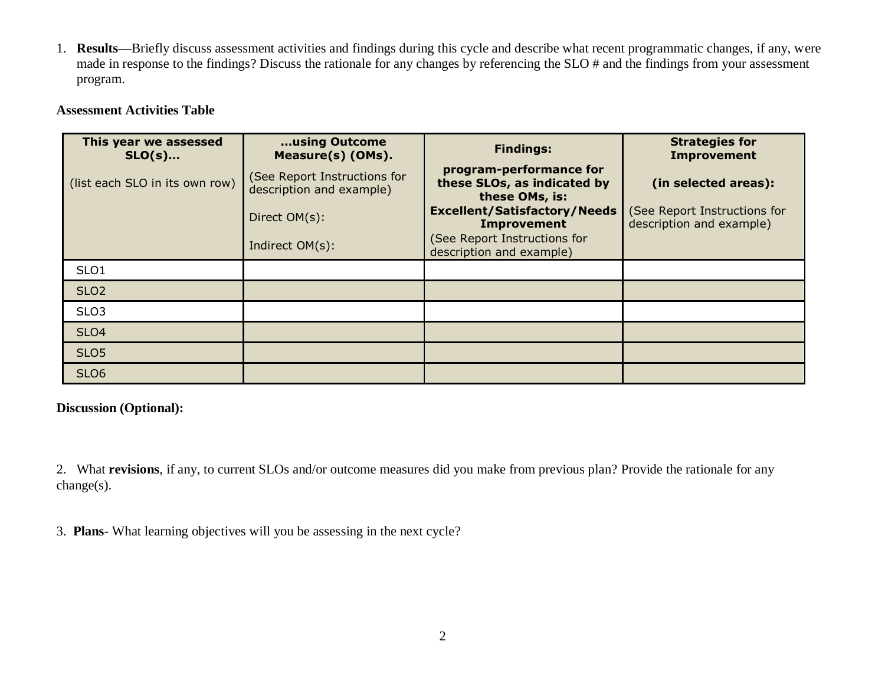1. **Results**—Briefly discuss assessment activities and findings during this cycle and describe what recent programmatic changes, if any, were made in response to the findings? Discuss the rationale for any changes by referencing the SLO # and the findings from your assessment program.

**Assessment Activities Table**

| **This year we assessed SLO(s)…** (list each SLO in its own row) | **…using Outcome Measure(s) (OMs).** (See Report Instructions for description and example) Direct OM(s): Indirect OM(s): | **Findings: program-performance for these SLOs, as indicated by these OMs, is: Excellent/Satisfactory/Needs Improvement** (See Report Instructions for description and example) | **Strategies for Improvement (in selected areas):** (See Report Instructions for description and example) |
|---|---|---|---|
| SLO1 | | | |
| SLO2 | | | |
| SLO3 | | | |
| SLO4 | | | |
| SLO5 | | | |
| SLO6 | | | |

**Discussion (Optional):**

2. What **revisions**, if any, to current SLOs and/or outcome measures did you make from previous plan? Provide the rationale for any change(s).

3. **Plans**- What learning objectives will you be assessing in the next cycle?